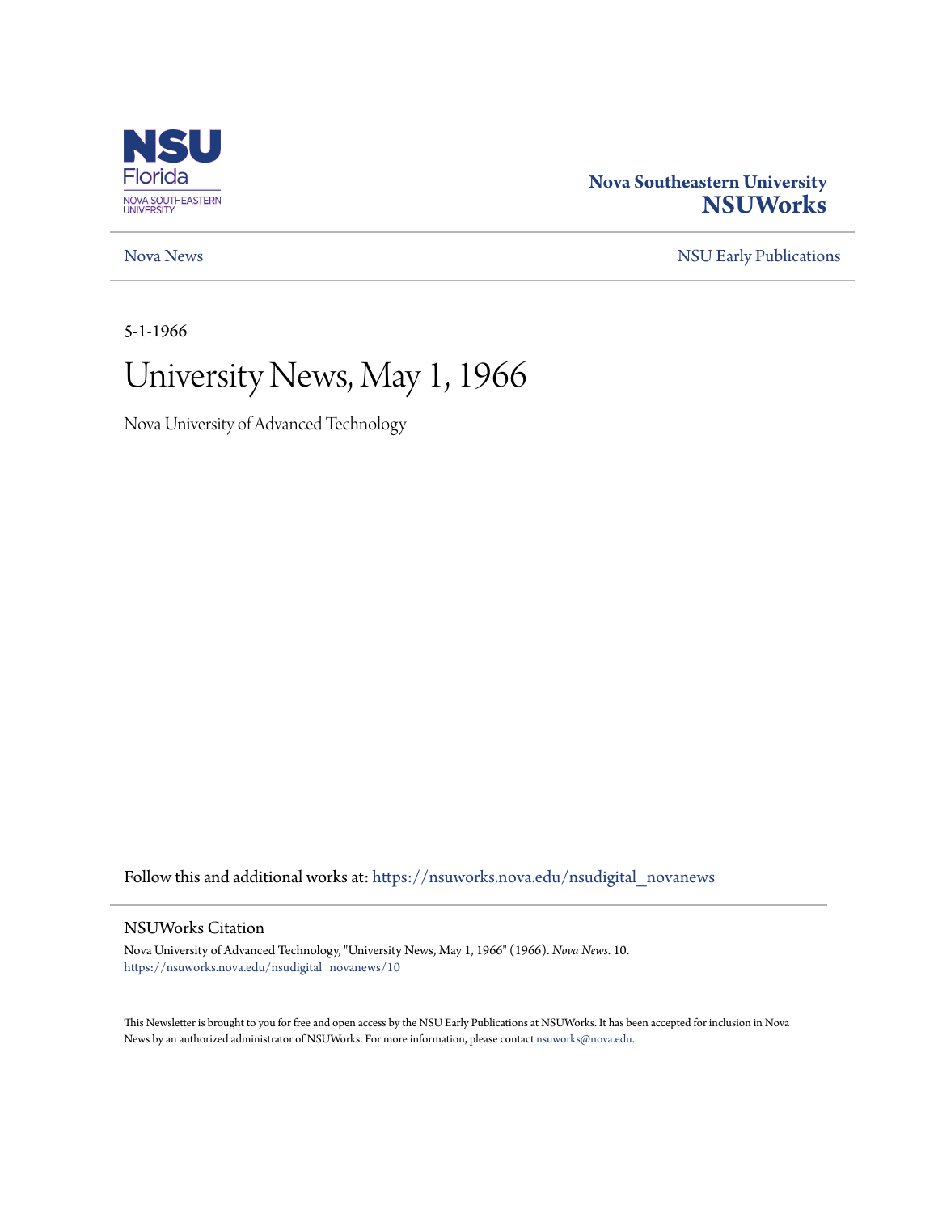NSU Florida
NOVA SOUTHEASTERN UNIVERSITY

**Nova Southeastern University**
**NSUWorks**

Nova News | NSU Early Publications

5-1-1966

# University News, May 1, 1966

Nova University of Advanced Technology

Follow this and additional works at: https://nsuworks.nova.edu/nsudigital_novanews

## NSUWorks Citation

Nova University of Advanced Technology, "University News, May 1, 1966" (1966). *Nova News*. 10.
https://nsuworks.nova.edu/nsudigital_novanews/10

This Newsletter is brought to you for free and open access by the NSU Early Publications at NSUWorks. It has been accepted for inclusion in Nova News by an authorized administrator of NSUWorks. For more information, please contact nsuworks@nova.edu.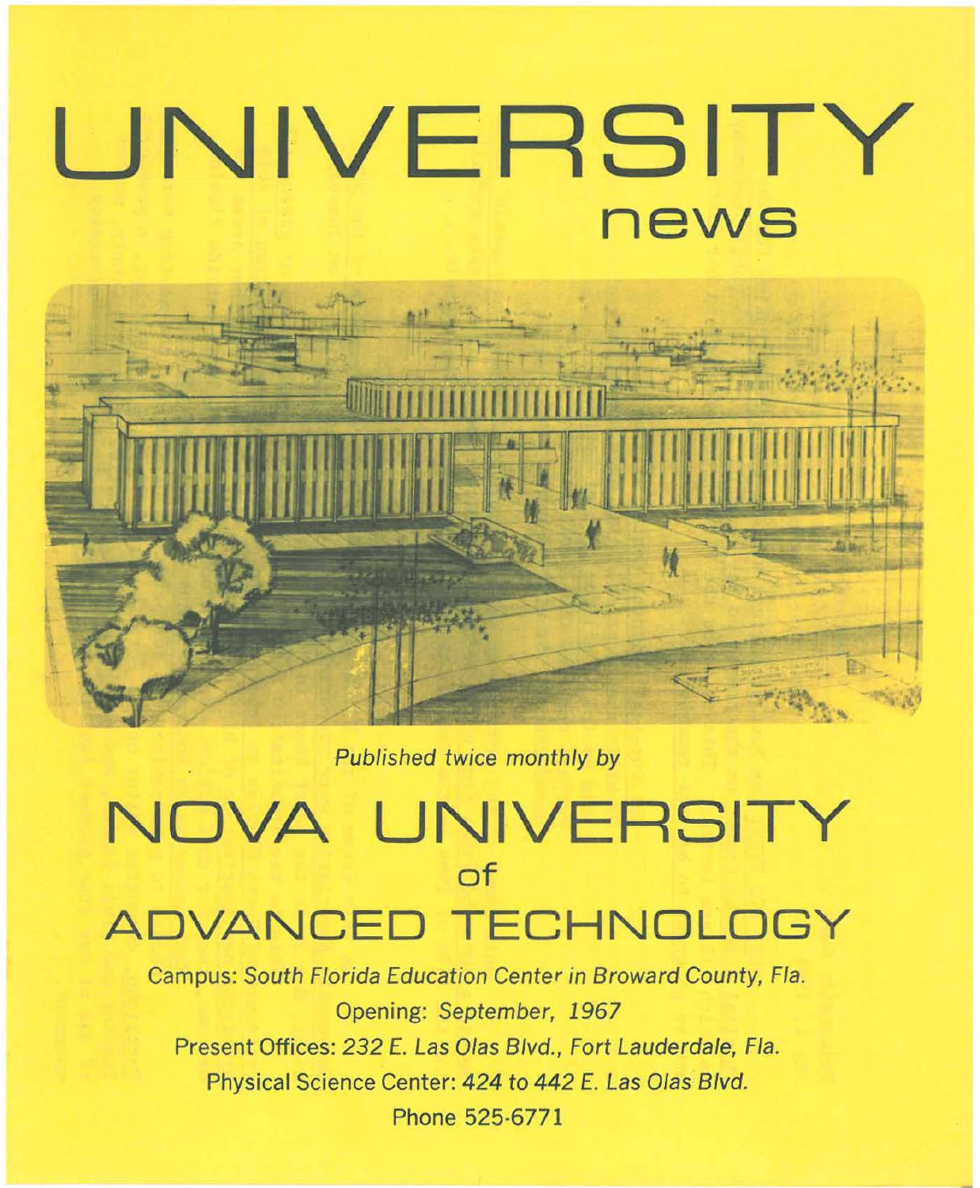# UNIVERSITY
## news

*Published twice monthly by*

# NOVA UNIVERSITY
## of
# ADVANCED TECHNOLOGY

Campus: *South Florida Education Center in Broward County, Fla.*

Opening: *September, 1967*

Present Offices: *232 E. Las Olas Blvd., Fort Lauderdale, Fla.*

Physical Science Center: *424 to 442 E. Las Olas Blvd.*

Phone 525-6771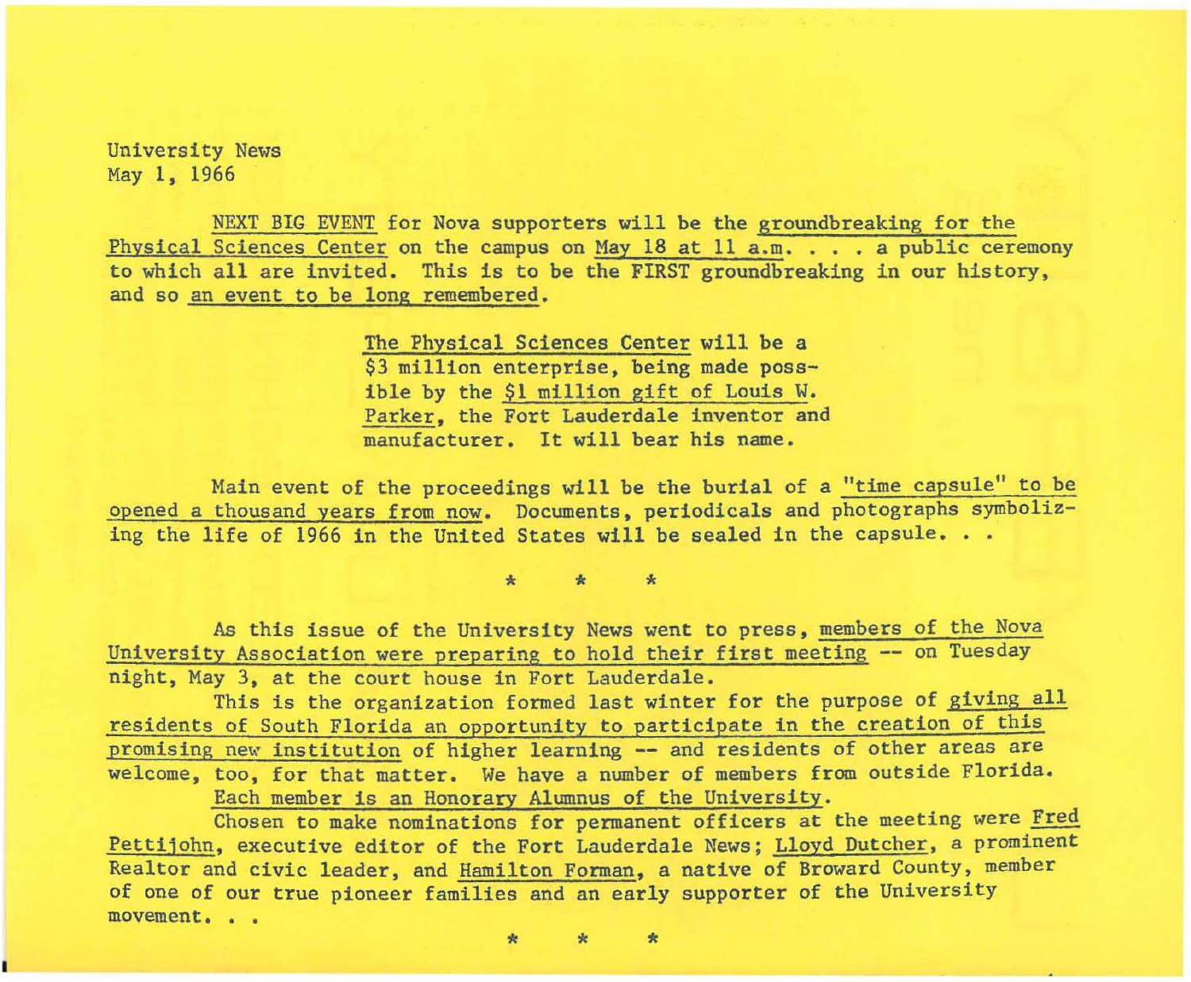University News
May 1, 1966

NEXT BIG EVENT for Nova supporters will be the groundbreaking for the Physical Sciences Center on the campus on May 18 at 11 a.m. . . . a public ceremony to which all are invited. This is to be the FIRST groundbreaking in our history, and so an event to be long remembered.

The Physical Sciences Center will be a $3 million enterprise, being made possible by the $1 million gift of Louis W. Parker, the Fort Lauderdale inventor and manufacturer. It will bear his name.

Main event of the proceedings will be the burial of a "time capsule" to be opened a thousand years from now. Documents, periodicals and photographs symbolizing the life of 1966 in the United States will be sealed in the capsule. . .

\* \* \*

As this issue of the University News went to press, members of the Nova University Association were preparing to hold their first meeting -- on Tuesday night, May 3, at the court house in Fort Lauderdale.

This is the organization formed last winter for the purpose of giving all residents of South Florida an opportunity to participate in the creation of this promising new institution of higher learning -- and residents of other areas are welcome, too, for that matter. We have a number of members from outside Florida.

Each member is an Honorary Alumnus of the University.

Chosen to make nominations for permanent officers at the meeting were Fred Pettijohn, executive editor of the Fort Lauderdale News; Lloyd Dutcher, a prominent Realtor and civic leader, and Hamilton Forman, a native of Broward County, member of one of our true pioneer families and an early supporter of the University movement. . .

\* \* \*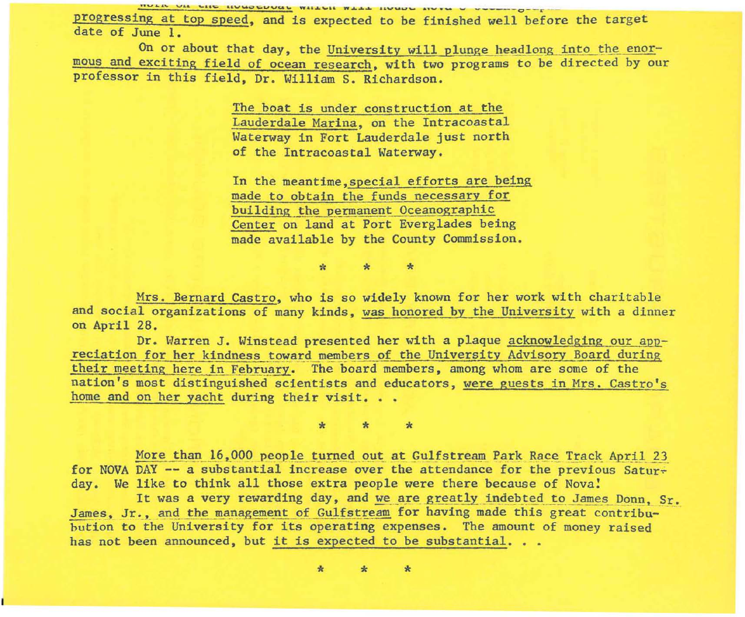Work on the houseboat which will house Nova's oceanographic ... progressing at top speed, and is expected to be finished well before the target date of June 1.

On or about that day, the University will plunge headlong into the enormous and exciting field of ocean research, with two programs to be directed by our professor in this field, Dr. William S. Richardson.

The boat is under construction at the Lauderdale Marina, on the Intracoastal Waterway in Fort Lauderdale just north of the Intracoastal Waterway.

In the meantime, special efforts are being made to obtain the funds necessary for building the permanent Oceanographic Center on land at Port Everglades being made available by the County Commission.

\* \* \*

Mrs. Bernard Castro, who is so widely known for her work with charitable and social organizations of many kinds, was honored by the University with a dinner on April 28.

Dr. Warren J. Winstead presented her with a plaque acknowledging our appreciation for her kindness toward members of the University Advisory Board during their meeting here in February. The board members, among whom are some of the nation's most distinguished scientists and educators, were guests in Mrs. Castro's home and on her yacht during their visit. . .

\* \* \*

More than 16,000 people turned out at Gulfstream Park Race Track April 23 for NOVA DAY -- a substantial increase over the attendance for the previous Saturday. We like to think all those extra people were there because of Nova!

It was a very rewarding day, and we are greatly indebted to James Donn, Sr. James, Jr., and the management of Gulfstream for having made this great contribution to the University for its operating expenses. The amount of money raised has not been announced, but it is expected to be substantial. . .

\* \* \*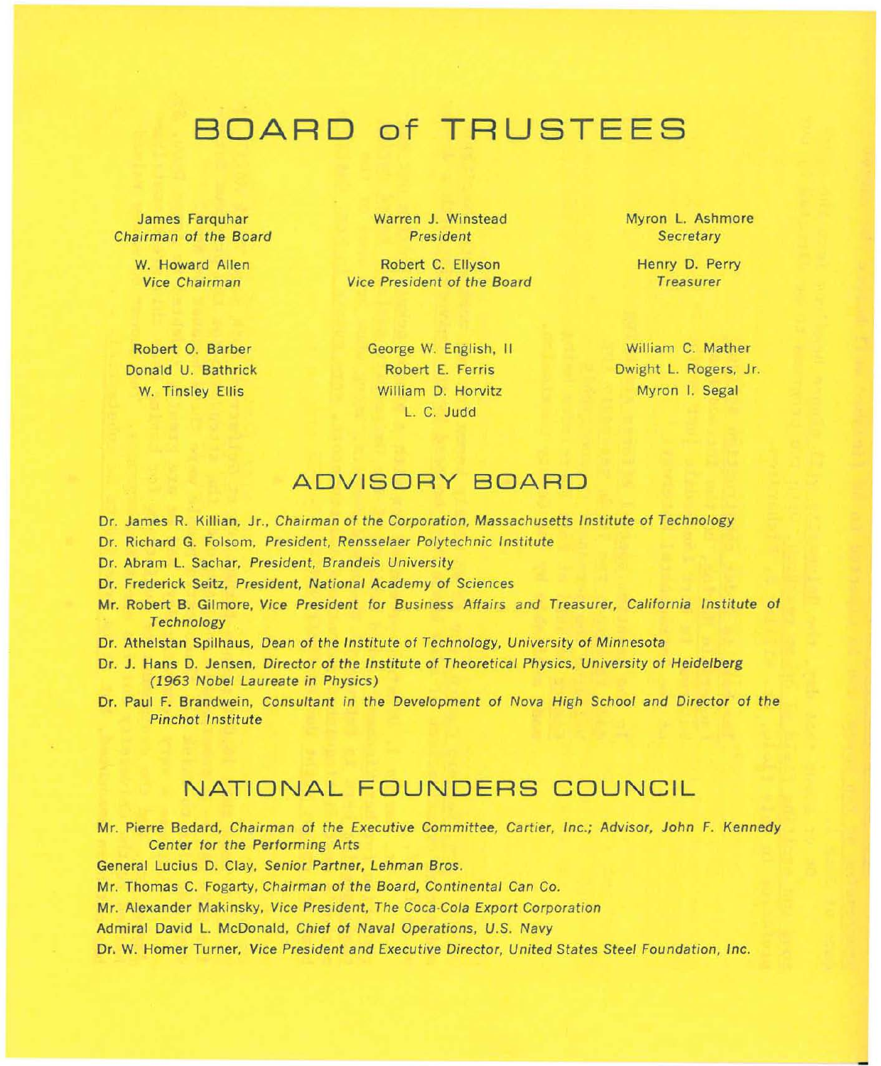# BOARD of TRUSTEES

James Farquhar
*Chairman of the Board*

W. Howard Allen
*Vice Chairman*

Warren J. Winstead
*President*

Robert C. Ellyson
*Vice President of the Board*

Myron L. Ashmore
*Secretary*

Henry D. Perry
*Treasurer*

Robert O. Barber
Donald U. Bathrick
W. Tinsley Ellis

George W. English, II
Robert E. Ferris
William D. Horvitz
L. C. Judd

William C. Mather
Dwight L. Rogers, Jr.
Myron I. Segal

## ADVISORY BOARD

Dr. James R. Killian, Jr., *Chairman of the Corporation, Massachusetts Institute of Technology*

Dr. Richard G. Folsom, *President, Rensselaer Polytechnic Institute*

Dr. Abram L. Sachar, *President, Brandeis University*

Dr. Frederick Seitz, *President, National Academy of Sciences*

Mr. Robert B. Gilmore, *Vice President for Business Affairs and Treasurer, California Institute of Technology*

Dr. Athelstan Spilhaus, *Dean of the Institute of Technology, University of Minnesota*

Dr. J. Hans D. Jensen, *Director of the Institute of Theoretical Physics, University of Heidelberg (1963 Nobel Laureate in Physics)*

Dr. Paul F. Brandwein, *Consultant in the Development of Nova High School and Director of the Pinchot Institute*

## NATIONAL FOUNDERS COUNCIL

Mr. Pierre Bedard, *Chairman of the Executive Committee, Cartier, Inc.; Advisor, John F. Kennedy Center for the Performing Arts*

General Lucius D. Clay, *Senior Partner, Lehman Bros.*

Mr. Thomas C. Fogarty, *Chairman of the Board, Continental Can Co.*

Mr. Alexander Makinsky, *Vice President, The Coca-Cola Export Corporation*

Admiral David L. McDonald, *Chief of Naval Operations, U.S. Navy*

Dr. W. Homer Turner, *Vice President and Executive Director, United States Steel Foundation, Inc.*